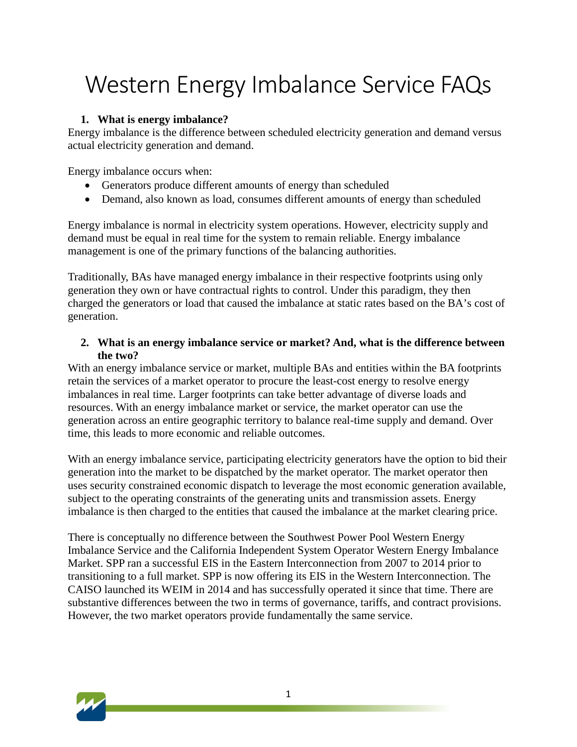# Western Energy Imbalance Service FAQs

1. **What is energy imbalance?**

Energy imbalance is the difference between scheduled electricity generation and demand versus actual electricity generation and demand.

Energy imbalance occurs when:

- Generators produce different amounts of energy than scheduled
- Demand, also known as load, consumes different amounts of energy than scheduled

Energy imbalance is normal in electricity system operations. However, electricity supply and demand must be equal in real time for the system to remain reliable. Energy imbalance management is one of the primary functions of the balancing authorities.

Traditionally, BAs have managed energy imbalance in their respective footprints using only generation they own or have contractual rights to control. Under this paradigm, they then charged the generators or load that caused the imbalance at static rates based on the BA's cost of generation.

2. **What is an energy imbalance service or market? And, what is the difference between the two?**

With an energy imbalance service or market, multiple BAs and entities within the BA footprints retain the services of a market operator to procure the least-cost energy to resolve energy imbalances in real time. Larger footprints can take better advantage of diverse loads and resources. With an energy imbalance market or service, the market operator can use the generation across an entire geographic territory to balance real-time supply and demand. Over time, this leads to more economic and reliable outcomes.

With an energy imbalance service, participating electricity generators have the option to bid their generation into the market to be dispatched by the market operator. The market operator then uses security constrained economic dispatch to leverage the most economic generation available, subject to the operating constraints of the generating units and transmission assets. Energy imbalance is then charged to the entities that caused the imbalance at the market clearing price.

There is conceptually no difference between the Southwest Power Pool Western Energy Imbalance Service and the California Independent System Operator Western Energy Imbalance Market. SPP ran a successful EIS in the Eastern Interconnection from 2007 to 2014 prior to transitioning to a full market. SPP is now offering its EIS in the Western Interconnection. The CAISO launched its WEIM in 2014 and has successfully operated it since that time. There are substantive differences between the two in terms of governance, tariffs, and contract provisions. However, the two market operators provide fundamentally the same service.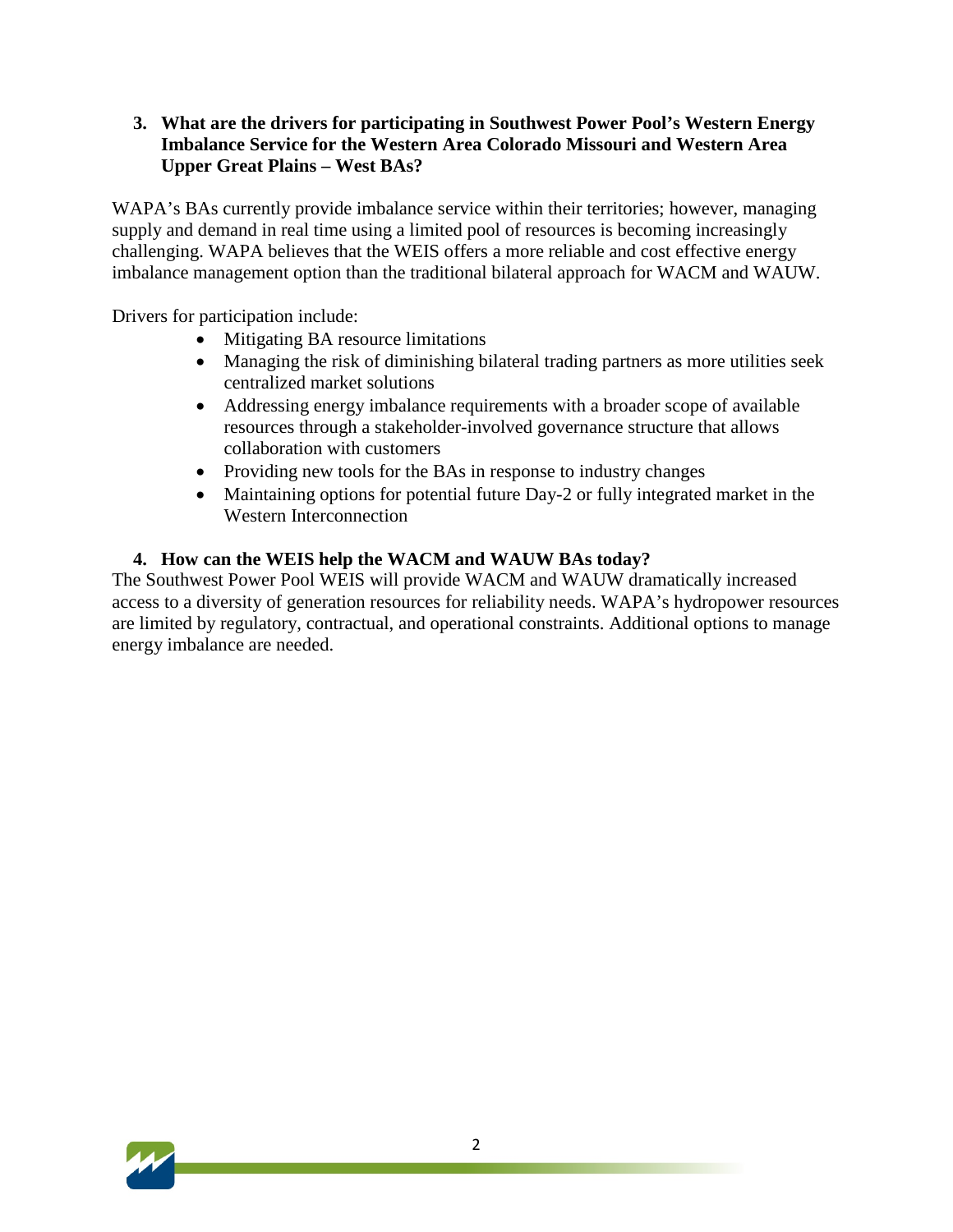**3. What are the drivers for participating in Southwest Power Pool's Western Energy Imbalance Service for the Western Area Colorado Missouri and Western Area Upper Great Plains – West BAs?**

WAPA's BAs currently provide imbalance service within their territories; however, managing supply and demand in real time using a limited pool of resources is becoming increasingly challenging. WAPA believes that the WEIS offers a more reliable and cost effective energy imbalance management option than the traditional bilateral approach for WACM and WAUW.

Drivers for participation include:

- Mitigating BA resource limitations
- Managing the risk of diminishing bilateral trading partners as more utilities seek centralized market solutions
- Addressing energy imbalance requirements with a broader scope of available resources through a stakeholder-involved governance structure that allows collaboration with customers
- Providing new tools for the BAs in response to industry changes
- Maintaining options for potential future Day-2 or fully integrated market in the Western Interconnection

**4. How can the WEIS help the WACM and WAUW BAs today?**

The Southwest Power Pool WEIS will provide WACM and WAUW dramatically increased access to a diversity of generation resources for reliability needs. WAPA's hydropower resources are limited by regulatory, contractual, and operational constraints. Additional options to manage energy imbalance are needed.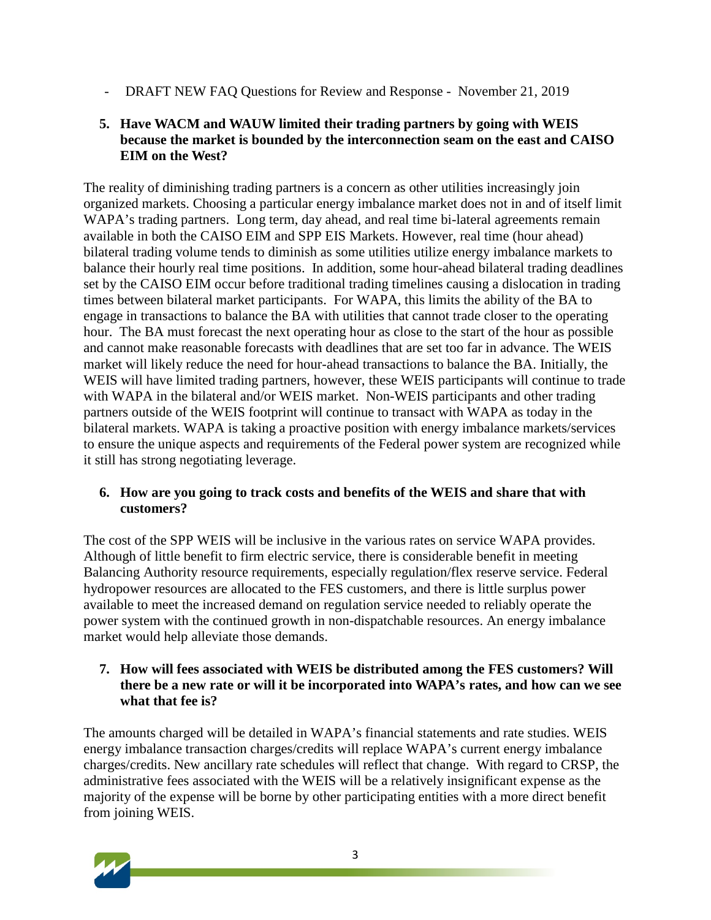- DRAFT NEW FAQ Questions for Review and Response - November 21, 2019

**5. Have WACM and WAUW limited their trading partners by going with WEIS because the market is bounded by the interconnection seam on the east and CAISO EIM on the West?**

The reality of diminishing trading partners is a concern as other utilities increasingly join organized markets. Choosing a particular energy imbalance market does not in and of itself limit WAPA's trading partners. Long term, day ahead, and real time bi-lateral agreements remain available in both the CAISO EIM and SPP EIS Markets. However, real time (hour ahead) bilateral trading volume tends to diminish as some utilities utilize energy imbalance markets to balance their hourly real time positions. In addition, some hour-ahead bilateral trading deadlines set by the CAISO EIM occur before traditional trading timelines causing a dislocation in trading times between bilateral market participants. For WAPA, this limits the ability of the BA to engage in transactions to balance the BA with utilities that cannot trade closer to the operating hour. The BA must forecast the next operating hour as close to the start of the hour as possible and cannot make reasonable forecasts with deadlines that are set too far in advance. The WEIS market will likely reduce the need for hour-ahead transactions to balance the BA. Initially, the WEIS will have limited trading partners, however, these WEIS participants will continue to trade with WAPA in the bilateral and/or WEIS market. Non-WEIS participants and other trading partners outside of the WEIS footprint will continue to transact with WAPA as today in the bilateral markets. WAPA is taking a proactive position with energy imbalance markets/services to ensure the unique aspects and requirements of the Federal power system are recognized while it still has strong negotiating leverage.

**6. How are you going to track costs and benefits of the WEIS and share that with customers?**

The cost of the SPP WEIS will be inclusive in the various rates on service WAPA provides. Although of little benefit to firm electric service, there is considerable benefit in meeting Balancing Authority resource requirements, especially regulation/flex reserve service. Federal hydropower resources are allocated to the FES customers, and there is little surplus power available to meet the increased demand on regulation service needed to reliably operate the power system with the continued growth in non-dispatchable resources. An energy imbalance market would help alleviate those demands.

**7. How will fees associated with WEIS be distributed among the FES customers? Will there be a new rate or will it be incorporated into WAPA's rates, and how can we see what that fee is?**

The amounts charged will be detailed in WAPA's financial statements and rate studies. WEIS energy imbalance transaction charges/credits will replace WAPA's current energy imbalance charges/credits. New ancillary rate schedules will reflect that change. With regard to CRSP, the administrative fees associated with the WEIS will be a relatively insignificant expense as the majority of the expense will be borne by other participating entities with a more direct benefit from joining WEIS.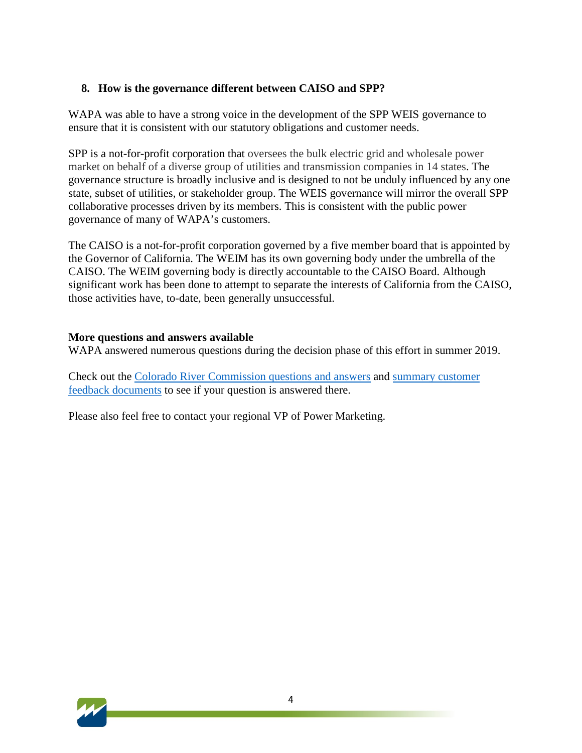## 8. How is the governance different between CAISO and SPP?

WAPA was able to have a strong voice in the development of the SPP WEIS governance to ensure that it is consistent with our statutory obligations and customer needs.

SPP is a not-for-profit corporation that oversees the bulk electric grid and wholesale power market on behalf of a diverse group of utilities and transmission companies in 14 states. The governance structure is broadly inclusive and is designed to not be unduly influenced by any one state, subset of utilities, or stakeholder group. The WEIS governance will mirror the overall SPP collaborative processes driven by its members. This is consistent with the public power governance of many of WAPA's customers.

The CAISO is a not-for-profit corporation governed by a five member board that is appointed by the Governor of California. The WEIM has its own governing body under the umbrella of the CAISO. The WEIM governing body is directly accountable to the CAISO Board. Although significant work has been done to attempt to separate the interests of California from the CAISO, those activities have, to-date, been generally unsuccessful.

**More questions and answers available**

WAPA answered numerous questions during the decision phase of this effort in summer 2019.

Check out the Colorado River Commission questions and answers and summary customer feedback documents to see if your question is answered there.

Please also feel free to contact your regional VP of Power Marketing.